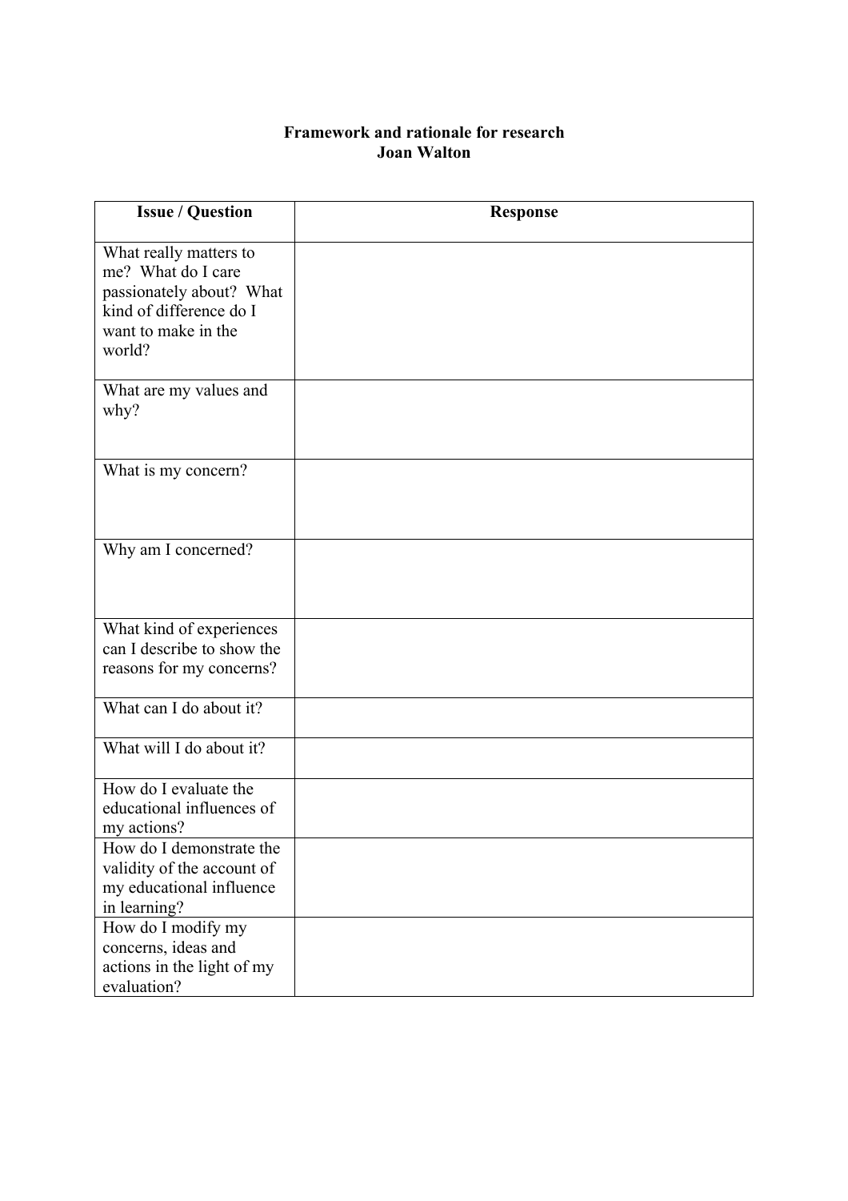**Framework and rationale for research**
**Joan Walton**

| Issue / Question | Response |
|---|---|
| What really matters to me? What do I care passionately about? What kind of difference do I want to make in the world? | |
| What are my values and why? | |
| What is my concern? | |
| Why am I concerned? | |
| What kind of experiences can I describe to show the reasons for my concerns? | |
| What can I do about it? | |
| What will I do about it? | |
| How do I evaluate the educational influences of my actions? | |
| How do I demonstrate the validity of the account of my educational influence in learning? | |
| How do I modify my concerns, ideas and actions in the light of my evaluation? | |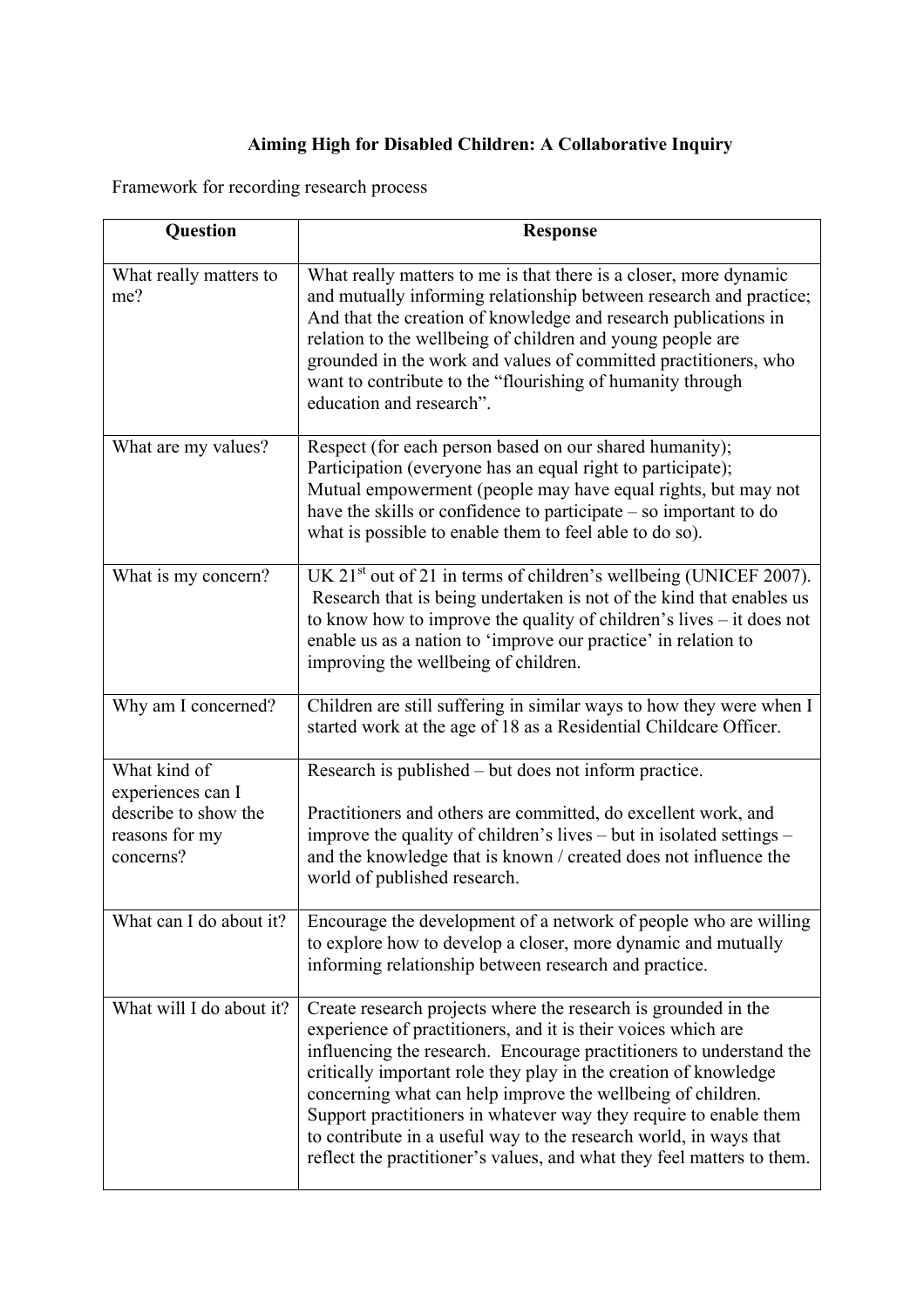**Aiming High for Disabled Children: A Collaborative Inquiry**

Framework for recording research process

| Question | Response |
|---|---|
| What really matters to me? | What really matters to me is that there is a closer, more dynamic and mutually informing relationship between research and practice; And that the creation of knowledge and research publications in relation to the wellbeing of children and young people are grounded in the work and values of committed practitioners, who want to contribute to the "flourishing of humanity through education and research". |
| What are my values? | Respect (for each person based on our shared humanity); Participation (everyone has an equal right to participate); Mutual empowerment (people may have equal rights, but may not have the skills or confidence to participate – so important to do what is possible to enable them to feel able to do so). |
| What is my concern? | UK 21st out of 21 in terms of children's wellbeing (UNICEF 2007). Research that is being undertaken is not of the kind that enables us to know how to improve the quality of children's lives – it does not enable us as a nation to 'improve our practice' in relation to improving the wellbeing of children. |
| Why am I concerned? | Children are still suffering in similar ways to how they were when I started work at the age of 18 as a Residential Childcare Officer. |
| What kind of experiences can I describe to show the reasons for my concerns? | Research is published – but does not inform practice.<br><br>Practitioners and others are committed, do excellent work, and improve the quality of children's lives – but in isolated settings – and the knowledge that is known / created does not influence the world of published research. |
| What can I do about it? | Encourage the development of a network of people who are willing to explore how to develop a closer, more dynamic and mutually informing relationship between research and practice. |
| What will I do about it? | Create research projects where the research is grounded in the experience of practitioners, and it is their voices which are influencing the research. Encourage practitioners to understand the critically important role they play in the creation of knowledge concerning what can help improve the wellbeing of children. Support practitioners in whatever way they require to enable them to contribute in a useful way to the research world, in ways that reflect the practitioner's values, and what they feel matters to them. |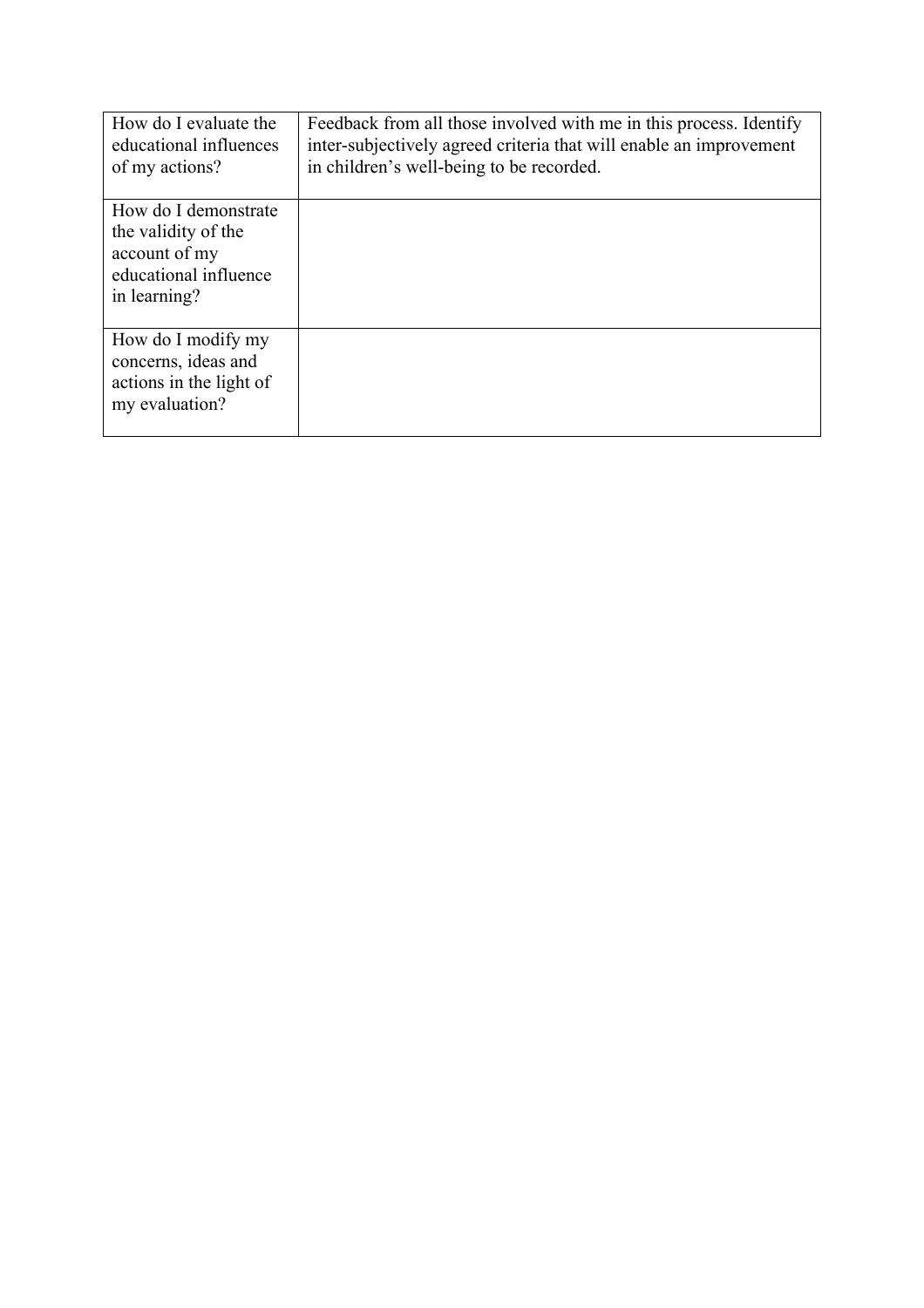| | |
|---|---|
| How do I evaluate the educational influences of my actions? | Feedback from all those involved with me in this process. Identify inter-subjectively agreed criteria that will enable an improvement in children's well-being to be recorded. |
| How do I demonstrate the validity of the account of my educational influence in learning? | |
| How do I modify my concerns, ideas and actions in the light of my evaluation? | |